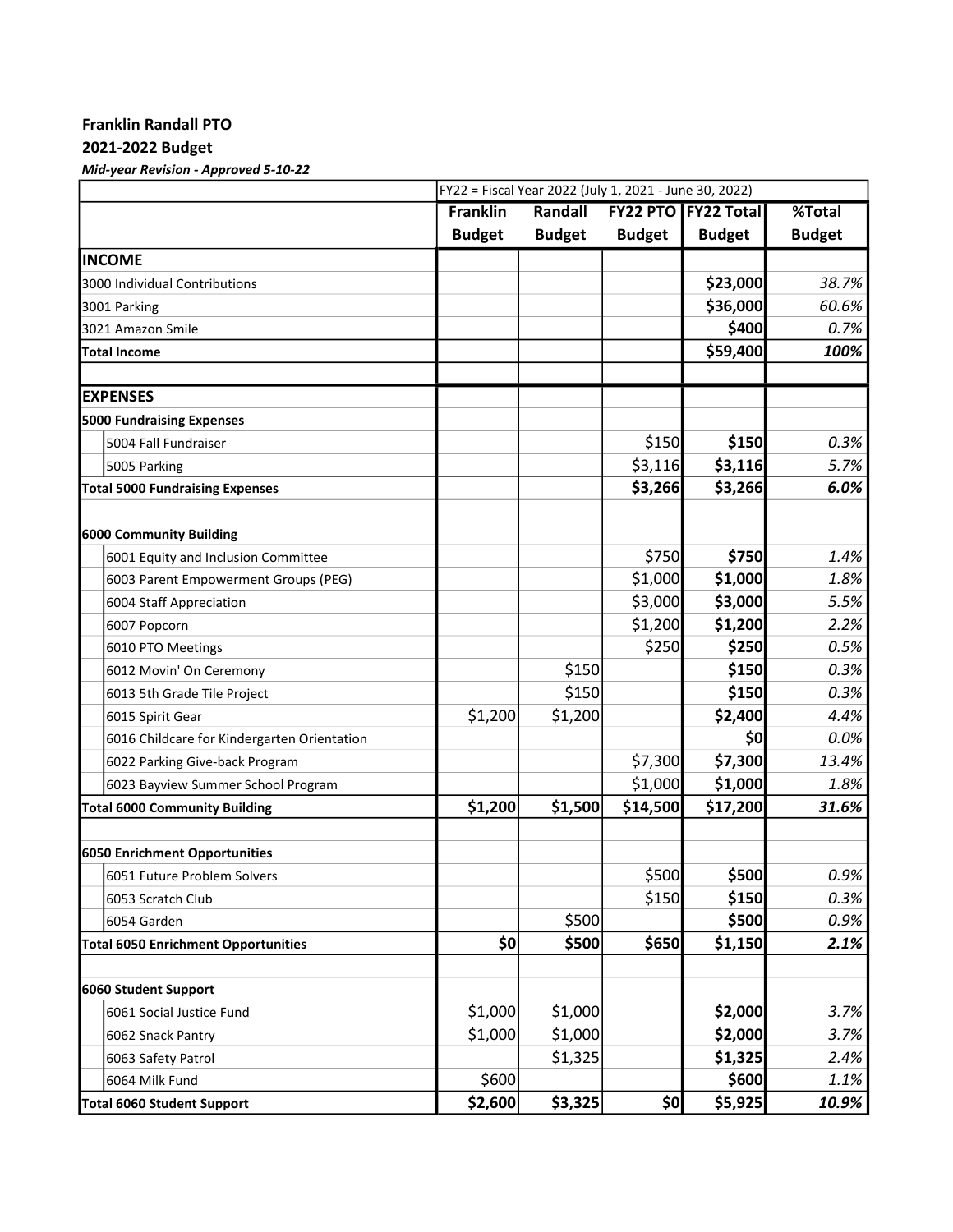**Franklin Randall PTO**

**2021-2022 Budget**

***Mid-year Revision - Approved 5-10-22***

| | FY22 = Fiscal Year 2022 (July 1, 2021 - June 30, 2022) | | | | |
|---|---|---|---|---|---|
| | **Franklin Budget** | **Randall Budget** | **FY22 PTO Budget** | **FY22 Total Budget** | **%Total Budget** |
| **INCOME** | | | | | |
| 3000 Individual Contributions | | | | **$23,000** | *38.7%* |
| 3001 Parking | | | | **$36,000** | *60.6%* |
| 3021 Amazon Smile | | | | **$400** | *0.7%* |
| **Total Income** | | | | **$59,400** | ***100%*** |
| | | | | | |
| **EXPENSES** | | | | | |
| **5000 Fundraising Expenses** | | | | | |
| 5004 Fall Fundraiser | | | $150 | **$150** | *0.3%* |
| 5005 Parking | | | $3,116 | **$3,116** | *5.7%* |
| **Total 5000 Fundraising Expenses** | | | **$3,266** | **$3,266** | ***6.0%*** |
| | | | | | |
| **6000 Community Building** | | | | | |
| 6001 Equity and Inclusion Committee | | | $750 | **$750** | *1.4%* |
| 6003 Parent Empowerment Groups (PEG) | | | $1,000 | **$1,000** | *1.8%* |
| 6004 Staff Appreciation | | | $3,000 | **$3,000** | *5.5%* |
| 6007 Popcorn | | | $1,200 | **$1,200** | *2.2%* |
| 6010 PTO Meetings | | | $250 | **$250** | *0.5%* |
| 6012 Movin' On Ceremony | | $150 | | **$150** | *0.3%* |
| 6013 5th Grade Tile Project | | $150 | | **$150** | *0.3%* |
| 6015 Spirit Gear | $1,200 | $1,200 | | **$2,400** | *4.4%* |
| 6016 Childcare for Kindergarten Orientation | | | | **$0** | *0.0%* |
| 6022 Parking Give-back Program | | | $7,300 | **$7,300** | *13.4%* |
| 6023 Bayview Summer School Program | | | $1,000 | **$1,000** | *1.8%* |
| **Total 6000 Community Building** | **$1,200** | **$1,500** | **$14,500** | **$17,200** | ***31.6%*** |
| | | | | | |
| **6050 Enrichment Opportunities** | | | | | |
| 6051 Future Problem Solvers | | | $500 | **$500** | *0.9%* |
| 6053 Scratch Club | | | $150 | **$150** | *0.3%* |
| 6054 Garden | | $500 | | **$500** | *0.9%* |
| **Total 6050 Enrichment Opportunities** | **$0** | **$500** | **$650** | **$1,150** | ***2.1%*** |
| | | | | | |
| **6060 Student Support** | | | | | |
| 6061 Social Justice Fund | $1,000 | $1,000 | | **$2,000** | *3.7%* |
| 6062 Snack Pantry | $1,000 | $1,000 | | **$2,000** | *3.7%* |
| 6063 Safety Patrol | | $1,325 | | **$1,325** | *2.4%* |
| 6064 Milk Fund | $600 | | | **$600** | *1.1%* |
| **Total 6060 Student Support** | **$2,600** | **$3,325** | **$0** | **$5,925** | ***10.9%*** |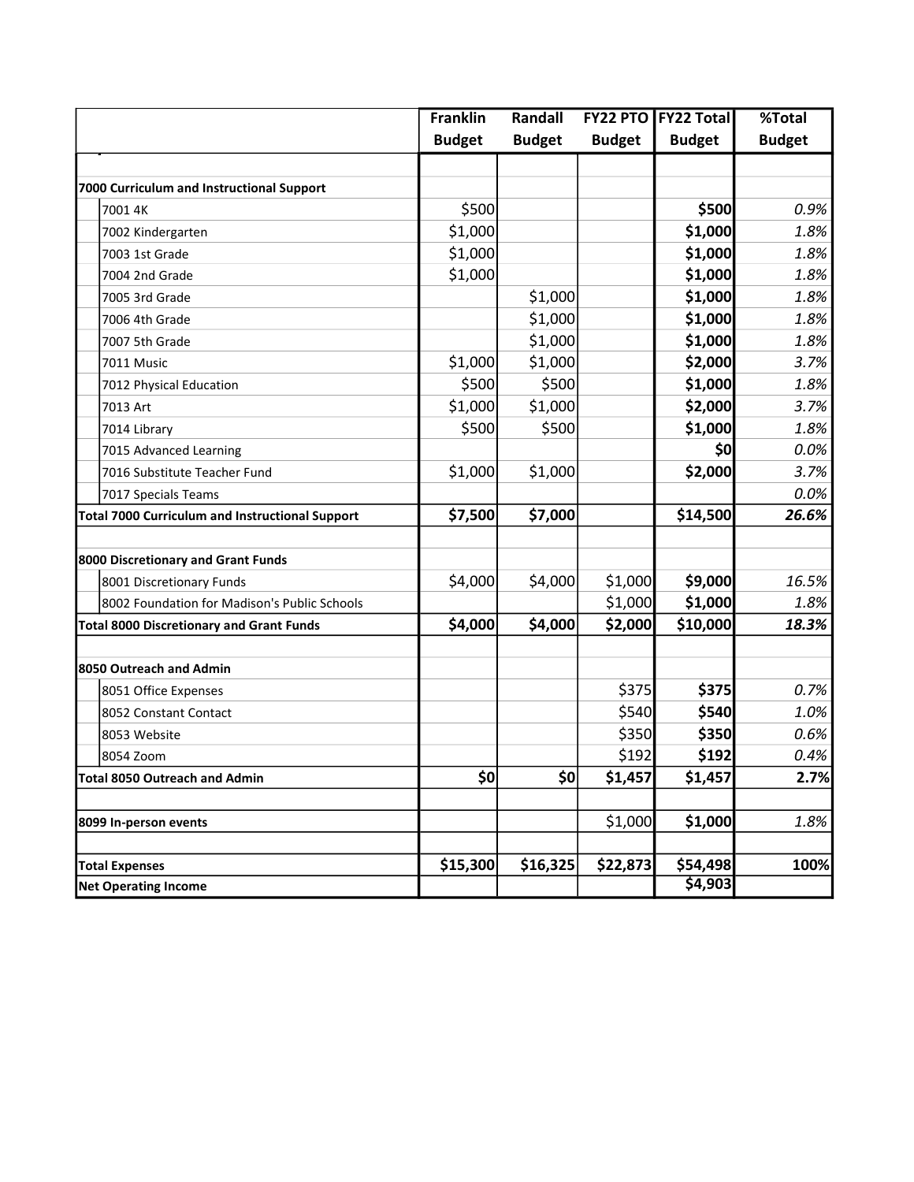| | Franklin Budget | Randall Budget | FY22 PTO Budget | FY22 Total Budget | %Total Budget |
|---|---|---|---|---|---|
| | | | | | |
| **7000 Curriculum and Instructional Support** | | | | | |
| 7001 4K | $500 | | | **$500** | *0.9%* |
| 7002 Kindergarten | $1,000 | | | **$1,000** | *1.8%* |
| 7003 1st Grade | $1,000 | | | **$1,000** | *1.8%* |
| 7004 2nd Grade | $1,000 | | | **$1,000** | *1.8%* |
| 7005 3rd Grade | | $1,000 | | **$1,000** | *1.8%* |
| 7006 4th Grade | | $1,000 | | **$1,000** | *1.8%* |
| 7007 5th Grade | | $1,000 | | **$1,000** | *1.8%* |
| 7011 Music | $1,000 | $1,000 | | **$2,000** | *3.7%* |
| 7012 Physical Education | $500 | $500 | | **$1,000** | *1.8%* |
| 7013 Art | $1,000 | $1,000 | | **$2,000** | *3.7%* |
| 7014 Library | $500 | $500 | | **$1,000** | *1.8%* |
| 7015 Advanced Learning | | | | **$0** | *0.0%* |
| 7016 Substitute Teacher Fund | $1,000 | $1,000 | | **$2,000** | *3.7%* |
| 7017 Specials Teams | | | | | *0.0%* |
| **Total 7000 Curriculum and Instructional Support** | **$7,500** | **$7,000** | | **$14,500** | ***26.6%*** |
| | | | | | |
| **8000 Discretionary and Grant Funds** | | | | | |
| 8001 Discretionary Funds | $4,000 | $4,000 | $1,000 | **$9,000** | *16.5%* |
| 8002 Foundation for Madison's Public Schools | | | $1,000 | **$1,000** | *1.8%* |
| **Total 8000 Discretionary and Grant Funds** | **$4,000** | **$4,000** | **$2,000** | **$10,000** | ***18.3%*** |
| | | | | | |
| **8050 Outreach and Admin** | | | | | |
| 8051 Office Expenses | | | $375 | **$375** | *0.7%* |
| 8052 Constant Contact | | | $540 | **$540** | *1.0%* |
| 8053 Website | | | $350 | **$350** | *0.6%* |
| 8054 Zoom | | | $192 | **$192** | *0.4%* |
| **Total 8050 Outreach and Admin** | **$0** | **$0** | **$1,457** | **$1,457** | **2.7%** |
| | | | | | |
| **8099 In-person events** | | | $1,000 | **$1,000** | *1.8%* |
| | | | | | |
| **Total Expenses** | **$15,300** | **$16,325** | **$22,873** | **$54,498** | **100%** |
| **Net Operating Income** | | | | **$4,903** | |